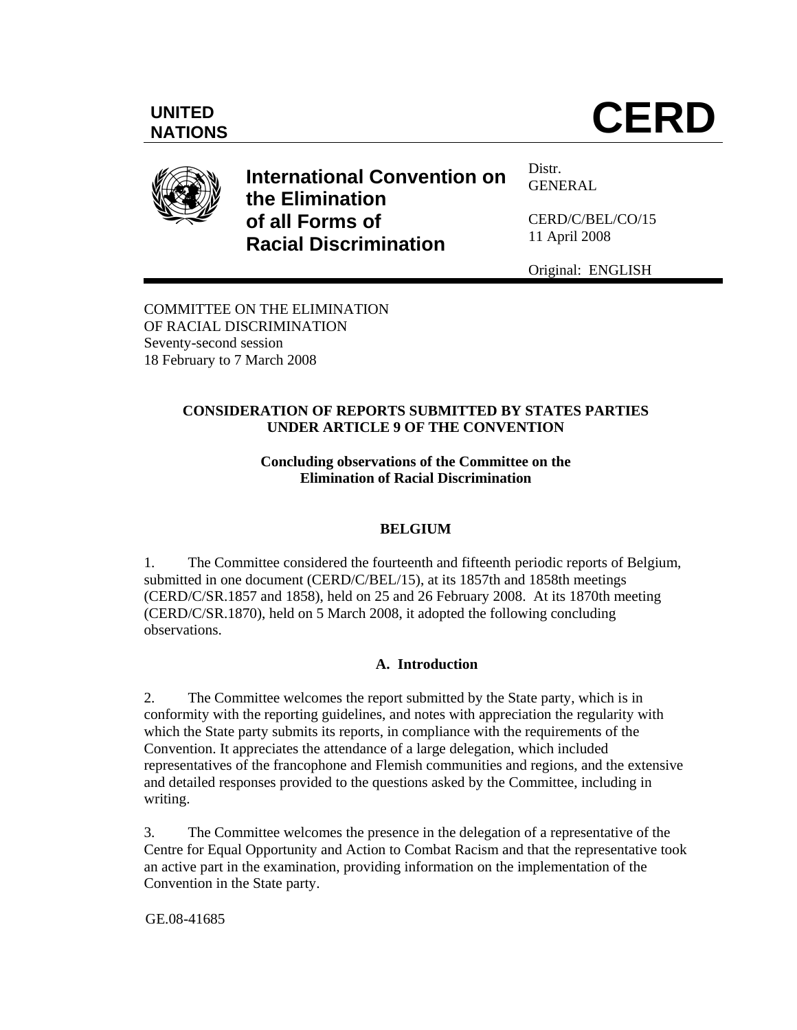UNITED NATIONS

# CERD

**International Convention on the Elimination of all Forms of Racial Discrimination**

Distr.
GENERAL

CERD/C/BEL/CO/15
11 April 2008

Original: ENGLISH

COMMITTEE ON THE ELIMINATION
OF RACIAL DISCRIMINATION
Seventy-second session
18 February to 7 March 2008

## CONSIDERATION OF REPORTS SUBMITTED BY STATES PARTIES UNDER ARTICLE 9 OF THE CONVENTION

### Concluding observations of the Committee on the Elimination of Racial Discrimination

### BELGIUM

1. The Committee considered the fourteenth and fifteenth periodic reports of Belgium, submitted in one document (CERD/C/BEL/15), at its 1857th and 1858th meetings (CERD/C/SR.1857 and 1858), held on 25 and 26 February 2008. At its 1870th meeting (CERD/C/SR.1870), held on 5 March 2008, it adopted the following concluding observations.

### A. Introduction

2. The Committee welcomes the report submitted by the State party, which is in conformity with the reporting guidelines, and notes with appreciation the regularity with which the State party submits its reports, in compliance with the requirements of the Convention. It appreciates the attendance of a large delegation, which included representatives of the francophone and Flemish communities and regions, and the extensive and detailed responses provided to the questions asked by the Committee, including in writing.

3. The Committee welcomes the presence in the delegation of a representative of the Centre for Equal Opportunity and Action to Combat Racism and that the representative took an active part in the examination, providing information on the implementation of the Convention in the State party.

GE.08-41685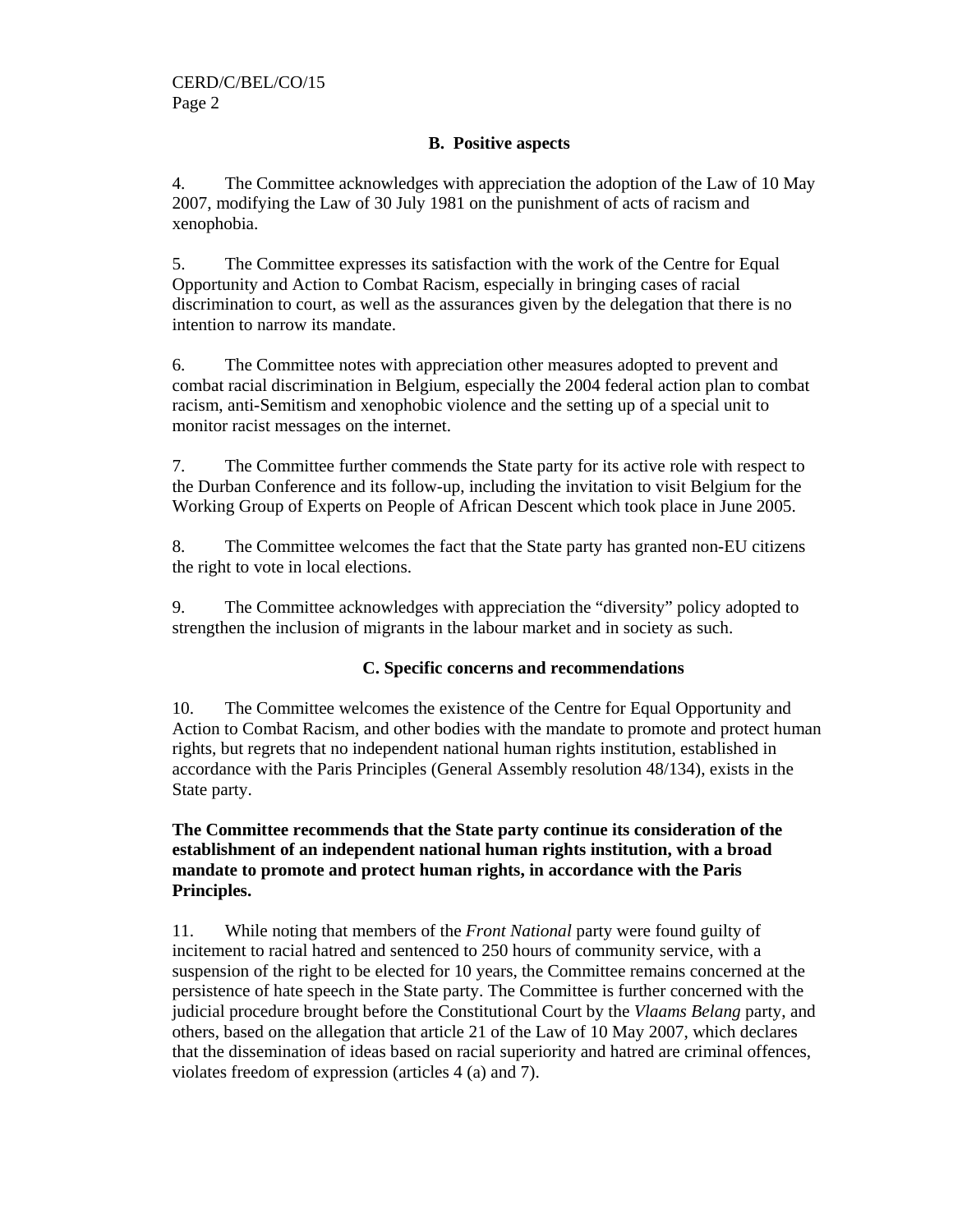## B. Positive aspects

4. The Committee acknowledges with appreciation the adoption of the Law of 10 May 2007, modifying the Law of 30 July 1981 on the punishment of acts of racism and xenophobia.

5. The Committee expresses its satisfaction with the work of the Centre for Equal Opportunity and Action to Combat Racism, especially in bringing cases of racial discrimination to court, as well as the assurances given by the delegation that there is no intention to narrow its mandate.

6. The Committee notes with appreciation other measures adopted to prevent and combat racial discrimination in Belgium, especially the 2004 federal action plan to combat racism, anti-Semitism and xenophobic violence and the setting up of a special unit to monitor racist messages on the internet.

7. The Committee further commends the State party for its active role with respect to the Durban Conference and its follow-up, including the invitation to visit Belgium for the Working Group of Experts on People of African Descent which took place in June 2005.

8. The Committee welcomes the fact that the State party has granted non-EU citizens the right to vote in local elections.

9. The Committee acknowledges with appreciation the "diversity" policy adopted to strengthen the inclusion of migrants in the labour market and in society as such.

## C. Specific concerns and recommendations

10. The Committee welcomes the existence of the Centre for Equal Opportunity and Action to Combat Racism, and other bodies with the mandate to promote and protect human rights, but regrets that no independent national human rights institution, established in accordance with the Paris Principles (General Assembly resolution 48/134), exists in the State party.

**The Committee recommends that the State party continue its consideration of the establishment of an independent national human rights institution, with a broad mandate to promote and protect human rights, in accordance with the Paris Principles.**

11. While noting that members of the *Front National* party were found guilty of incitement to racial hatred and sentenced to 250 hours of community service, with a suspension of the right to be elected for 10 years, the Committee remains concerned at the persistence of hate speech in the State party. The Committee is further concerned with the judicial procedure brought before the Constitutional Court by the *Vlaams Belang* party, and others, based on the allegation that article 21 of the Law of 10 May 2007, which declares that the dissemination of ideas based on racial superiority and hatred are criminal offences, violates freedom of expression (articles 4 (a) and 7).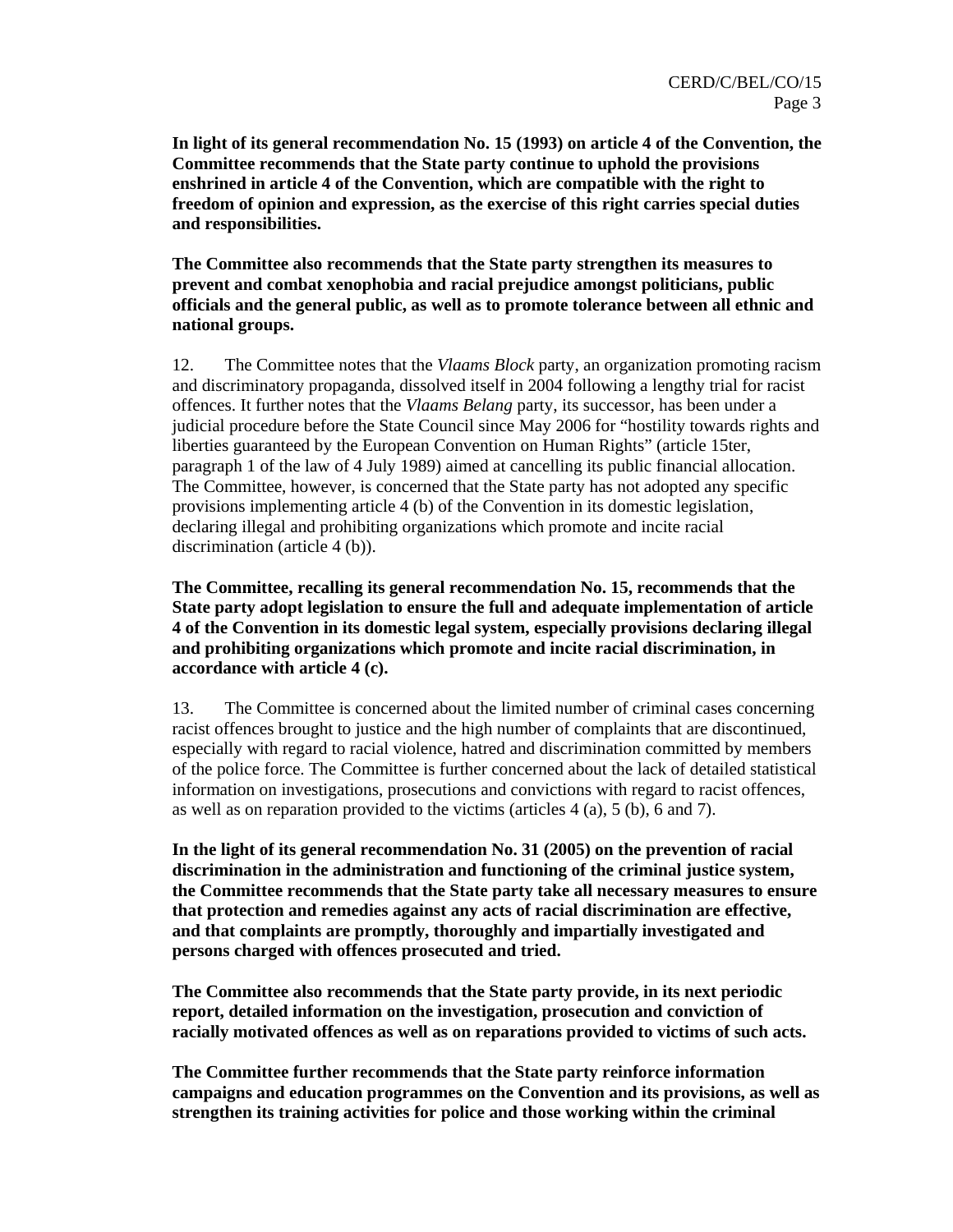**In light of its general recommendation No. 15 (1993) on article 4 of the Convention, the Committee recommends that the State party continue to uphold the provisions enshrined in article 4 of the Convention, which are compatible with the right to freedom of opinion and expression, as the exercise of this right carries special duties and responsibilities.**

**The Committee also recommends that the State party strengthen its measures to prevent and combat xenophobia and racial prejudice amongst politicians, public officials and the general public, as well as to promote tolerance between all ethnic and national groups.**

12. The Committee notes that the *Vlaams Block* party, an organization promoting racism and discriminatory propaganda, dissolved itself in 2004 following a lengthy trial for racist offences. It further notes that the *Vlaams Belang* party, its successor, has been under a judicial procedure before the State Council since May 2006 for "hostility towards rights and liberties guaranteed by the European Convention on Human Rights" (article 15ter, paragraph 1 of the law of 4 July 1989) aimed at cancelling its public financial allocation. The Committee, however, is concerned that the State party has not adopted any specific provisions implementing article 4 (b) of the Convention in its domestic legislation, declaring illegal and prohibiting organizations which promote and incite racial discrimination (article 4 (b)).

**The Committee, recalling its general recommendation No. 15, recommends that the State party adopt legislation to ensure the full and adequate implementation of article 4 of the Convention in its domestic legal system, especially provisions declaring illegal and prohibiting organizations which promote and incite racial discrimination, in accordance with article 4 (c).**

13. The Committee is concerned about the limited number of criminal cases concerning racist offences brought to justice and the high number of complaints that are discontinued, especially with regard to racial violence, hatred and discrimination committed by members of the police force. The Committee is further concerned about the lack of detailed statistical information on investigations, prosecutions and convictions with regard to racist offences, as well as on reparation provided to the victims (articles 4 (a), 5 (b), 6 and 7).

**In the light of its general recommendation No. 31 (2005) on the prevention of racial discrimination in the administration and functioning of the criminal justice system, the Committee recommends that the State party take all necessary measures to ensure that protection and remedies against any acts of racial discrimination are effective, and that complaints are promptly, thoroughly and impartially investigated and persons charged with offences prosecuted and tried.**

**The Committee also recommends that the State party provide, in its next periodic report, detailed information on the investigation, prosecution and conviction of racially motivated offences as well as on reparations provided to victims of such acts.**

**The Committee further recommends that the State party reinforce information campaigns and education programmes on the Convention and its provisions, as well as strengthen its training activities for police and those working within the criminal**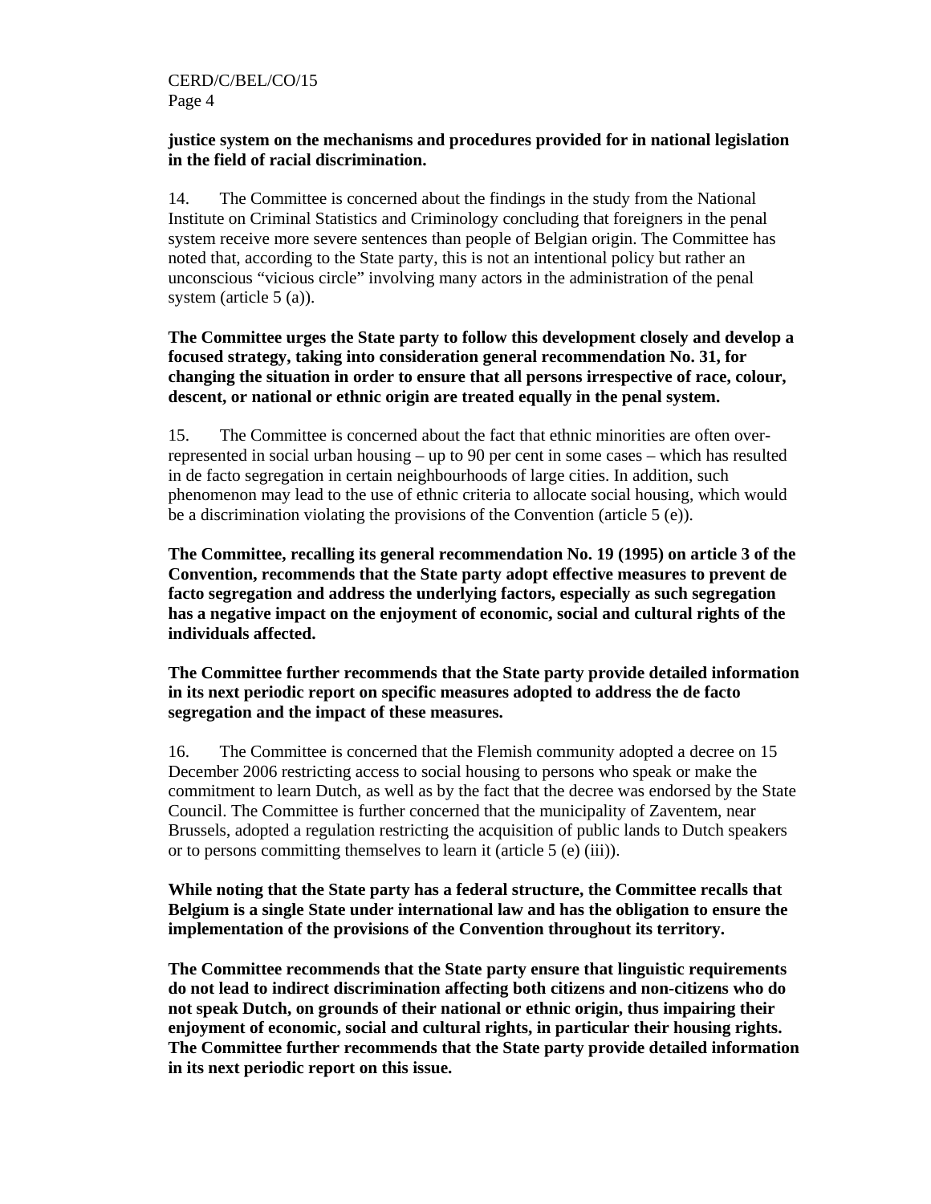**justice system on the mechanisms and procedures provided for in national legislation in the field of racial discrimination.**

14. The Committee is concerned about the findings in the study from the National Institute on Criminal Statistics and Criminology concluding that foreigners in the penal system receive more severe sentences than people of Belgian origin. The Committee has noted that, according to the State party, this is not an intentional policy but rather an unconscious "vicious circle" involving many actors in the administration of the penal system (article 5 (a)).

**The Committee urges the State party to follow this development closely and develop a focused strategy, taking into consideration general recommendation No. 31, for changing the situation in order to ensure that all persons irrespective of race, colour, descent, or national or ethnic origin are treated equally in the penal system.**

15. The Committee is concerned about the fact that ethnic minorities are often over-represented in social urban housing – up to 90 per cent in some cases – which has resulted in de facto segregation in certain neighbourhoods of large cities. In addition, such phenomenon may lead to the use of ethnic criteria to allocate social housing, which would be a discrimination violating the provisions of the Convention (article 5 (e)).

**The Committee, recalling its general recommendation No. 19 (1995) on article 3 of the Convention, recommends that the State party adopt effective measures to prevent de facto segregation and address the underlying factors, especially as such segregation has a negative impact on the enjoyment of economic, social and cultural rights of the individuals affected.**

**The Committee further recommends that the State party provide detailed information in its next periodic report on specific measures adopted to address the de facto segregation and the impact of these measures.**

16. The Committee is concerned that the Flemish community adopted a decree on 15 December 2006 restricting access to social housing to persons who speak or make the commitment to learn Dutch, as well as by the fact that the decree was endorsed by the State Council. The Committee is further concerned that the municipality of Zaventem, near Brussels, adopted a regulation restricting the acquisition of public lands to Dutch speakers or to persons committing themselves to learn it (article 5 (e) (iii)).

**While noting that the State party has a federal structure, the Committee recalls that Belgium is a single State under international law and has the obligation to ensure the implementation of the provisions of the Convention throughout its territory.**

**The Committee recommends that the State party ensure that linguistic requirements do not lead to indirect discrimination affecting both citizens and non-citizens who do not speak Dutch, on grounds of their national or ethnic origin, thus impairing their enjoyment of economic, social and cultural rights, in particular their housing rights. The Committee further recommends that the State party provide detailed information in its next periodic report on this issue.**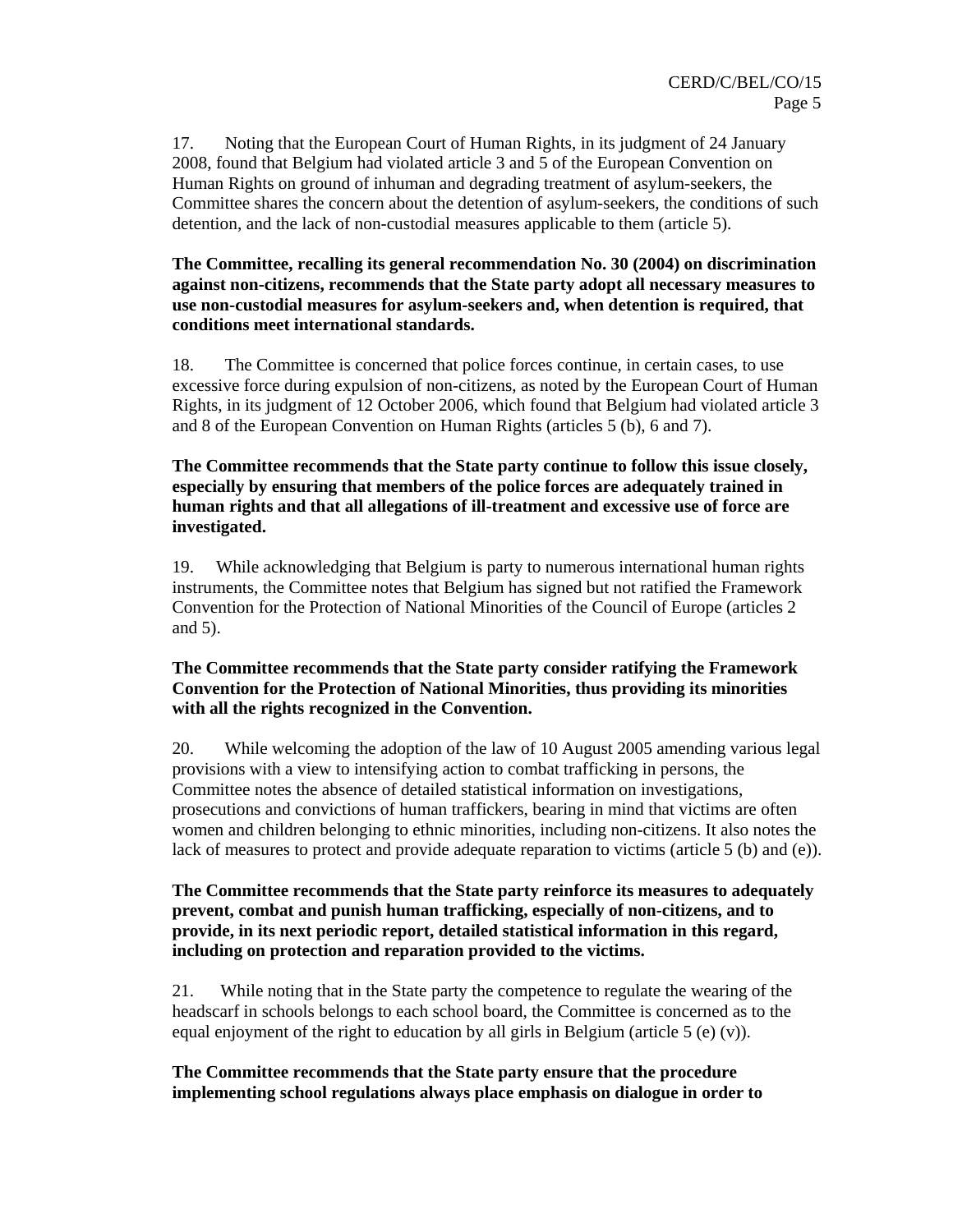17. Noting that the European Court of Human Rights, in its judgment of 24 January 2008, found that Belgium had violated article 3 and 5 of the European Convention on Human Rights on ground of inhuman and degrading treatment of asylum-seekers, the Committee shares the concern about the detention of asylum-seekers, the conditions of such detention, and the lack of non-custodial measures applicable to them (article 5).

**The Committee, recalling its general recommendation No. 30 (2004) on discrimination against non-citizens, recommends that the State party adopt all necessary measures to use non-custodial measures for asylum-seekers and, when detention is required, that conditions meet international standards.**

18. The Committee is concerned that police forces continue, in certain cases, to use excessive force during expulsion of non-citizens, as noted by the European Court of Human Rights, in its judgment of 12 October 2006, which found that Belgium had violated article 3 and 8 of the European Convention on Human Rights (articles 5 (b), 6 and 7).

**The Committee recommends that the State party continue to follow this issue closely, especially by ensuring that members of the police forces are adequately trained in human rights and that all allegations of ill-treatment and excessive use of force are investigated.**

19. While acknowledging that Belgium is party to numerous international human rights instruments, the Committee notes that Belgium has signed but not ratified the Framework Convention for the Protection of National Minorities of the Council of Europe (articles 2 and 5).

**The Committee recommends that the State party consider ratifying the Framework Convention for the Protection of National Minorities, thus providing its minorities with all the rights recognized in the Convention.**

20. While welcoming the adoption of the law of 10 August 2005 amending various legal provisions with a view to intensifying action to combat trafficking in persons, the Committee notes the absence of detailed statistical information on investigations, prosecutions and convictions of human traffickers, bearing in mind that victims are often women and children belonging to ethnic minorities, including non-citizens. It also notes the lack of measures to protect and provide adequate reparation to victims (article 5 (b) and (e)).

**The Committee recommends that the State party reinforce its measures to adequately prevent, combat and punish human trafficking, especially of non-citizens, and to provide, in its next periodic report, detailed statistical information in this regard, including on protection and reparation provided to the victims.**

21. While noting that in the State party the competence to regulate the wearing of the headscarf in schools belongs to each school board, the Committee is concerned as to the equal enjoyment of the right to education by all girls in Belgium (article 5 (e) (v)).

**The Committee recommends that the State party ensure that the procedure implementing school regulations always place emphasis on dialogue in order to**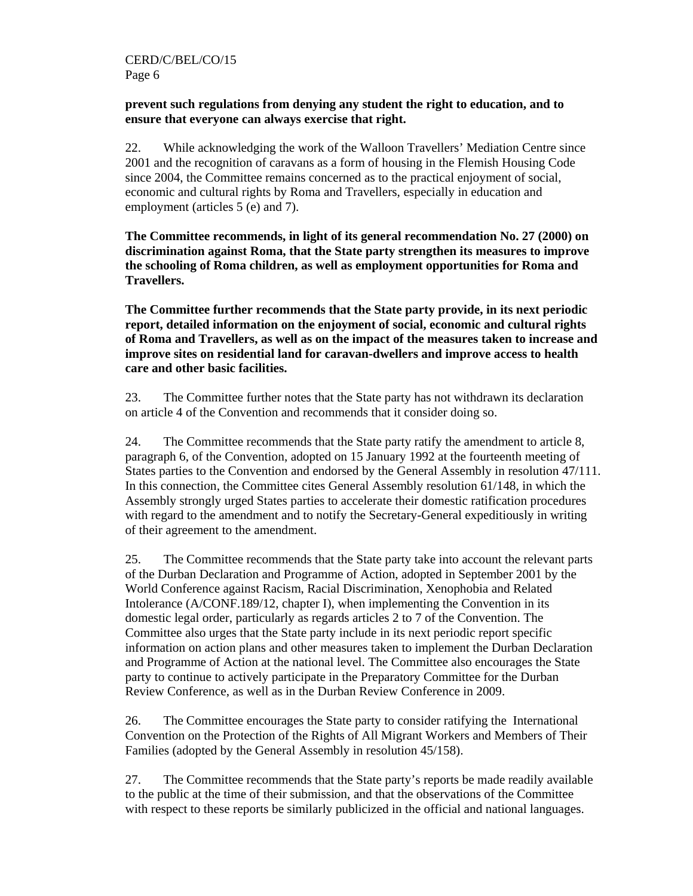**prevent such regulations from denying any student the right to education, and to ensure that everyone can always exercise that right.**

22. While acknowledging the work of the Walloon Travellers' Mediation Centre since 2001 and the recognition of caravans as a form of housing in the Flemish Housing Code since 2004, the Committee remains concerned as to the practical enjoyment of social, economic and cultural rights by Roma and Travellers, especially in education and employment (articles 5 (e) and 7).

**The Committee recommends, in light of its general recommendation No. 27 (2000) on discrimination against Roma, that the State party strengthen its measures to improve the schooling of Roma children, as well as employment opportunities for Roma and Travellers.**

**The Committee further recommends that the State party provide, in its next periodic report, detailed information on the enjoyment of social, economic and cultural rights of Roma and Travellers, as well as on the impact of the measures taken to increase and improve sites on residential land for caravan-dwellers and improve access to health care and other basic facilities.**

23. The Committee further notes that the State party has not withdrawn its declaration on article 4 of the Convention and recommends that it consider doing so.

24. The Committee recommends that the State party ratify the amendment to article 8, paragraph 6, of the Convention, adopted on 15 January 1992 at the fourteenth meeting of States parties to the Convention and endorsed by the General Assembly in resolution 47/111. In this connection, the Committee cites General Assembly resolution 61/148, in which the Assembly strongly urged States parties to accelerate their domestic ratification procedures with regard to the amendment and to notify the Secretary-General expeditiously in writing of their agreement to the amendment.

25. The Committee recommends that the State party take into account the relevant parts of the Durban Declaration and Programme of Action, adopted in September 2001 by the World Conference against Racism, Racial Discrimination, Xenophobia and Related Intolerance (A/CONF.189/12, chapter I), when implementing the Convention in its domestic legal order, particularly as regards articles 2 to 7 of the Convention. The Committee also urges that the State party include in its next periodic report specific information on action plans and other measures taken to implement the Durban Declaration and Programme of Action at the national level. The Committee also encourages the State party to continue to actively participate in the Preparatory Committee for the Durban Review Conference, as well as in the Durban Review Conference in 2009.

26. The Committee encourages the State party to consider ratifying the International Convention on the Protection of the Rights of All Migrant Workers and Members of Their Families (adopted by the General Assembly in resolution 45/158).

27. The Committee recommends that the State party's reports be made readily available to the public at the time of their submission, and that the observations of the Committee with respect to these reports be similarly publicized in the official and national languages.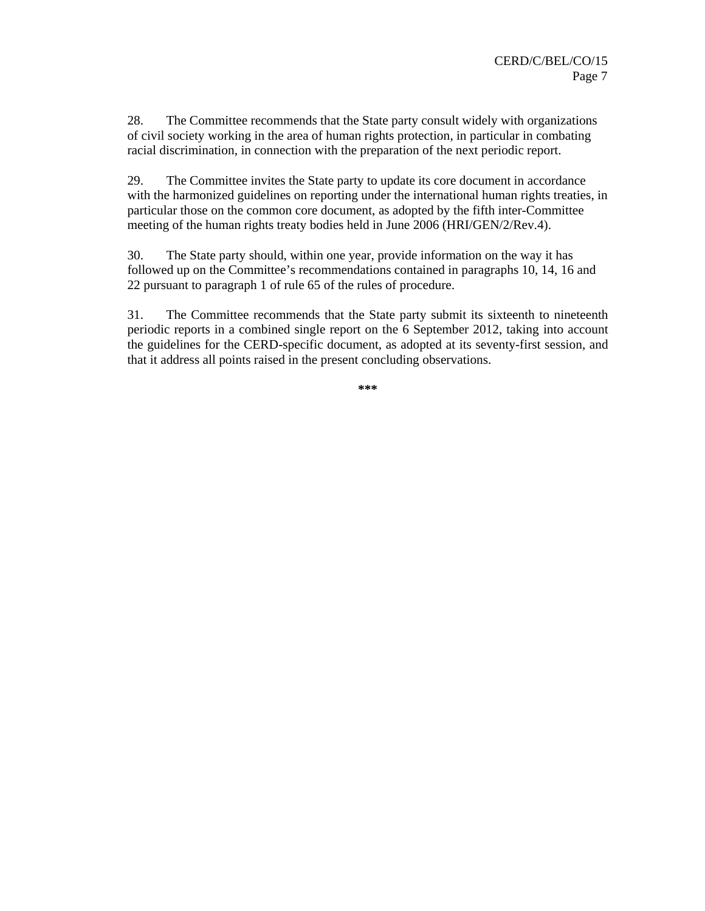28. The Committee recommends that the State party consult widely with organizations of civil society working in the area of human rights protection, in particular in combating racial discrimination, in connection with the preparation of the next periodic report.

29. The Committee invites the State party to update its core document in accordance with the harmonized guidelines on reporting under the international human rights treaties, in particular those on the common core document, as adopted by the fifth inter-Committee meeting of the human rights treaty bodies held in June 2006 (HRI/GEN/2/Rev.4).

30. The State party should, within one year, provide information on the way it has followed up on the Committee's recommendations contained in paragraphs 10, 14, 16 and 22 pursuant to paragraph 1 of rule 65 of the rules of procedure.

31. The Committee recommends that the State party submit its sixteenth to nineteenth periodic reports in a combined single report on the 6 September 2012, taking into account the guidelines for the CERD-specific document, as adopted at its seventy-first session, and that it address all points raised in the present concluding observations.

***